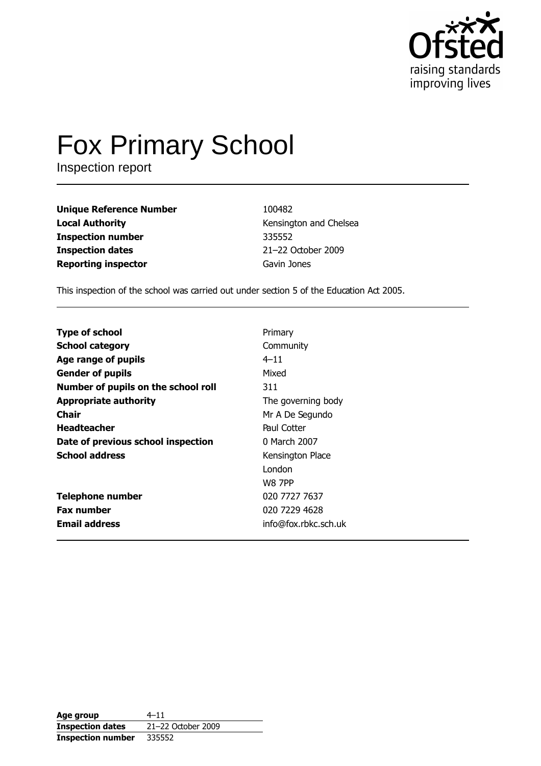Ofsted
raising standards
improving lives

# Fox Primary School

Inspection report

| | |
|---|---|
| **Unique Reference Number** | 100482 |
| **Local Authority** | Kensington and Chelsea |
| **Inspection number** | 335552 |
| **Inspection dates** | 21–22 October 2009 |
| **Reporting inspector** | Gavin Jones |

This inspection of the school was carried out under section 5 of the Education Act 2005.

| | |
|---|---|
| **Type of school** | Primary |
| **School category** | Community |
| **Age range of pupils** | 4–11 |
| **Gender of pupils** | Mixed |
| **Number of pupils on the school roll** | 311 |
| **Appropriate authority** | The governing body |
| **Chair** | Mr A De Segundo |
| **Headteacher** | Paul Cotter |
| **Date of previous school inspection** | 0 March 2007 |
| **School address** | Kensington Place<br>London<br>W8 7PP |
| **Telephone number** | 020 7727 7637 |
| **Fax number** | 020 7229 4628 |
| **Email address** | info@fox.rbkc.sch.uk |

| | |
|---|---|
| **Age group** | 4–11 |
| **Inspection dates** | 21–22 October 2009 |
| **Inspection number** | 335552 |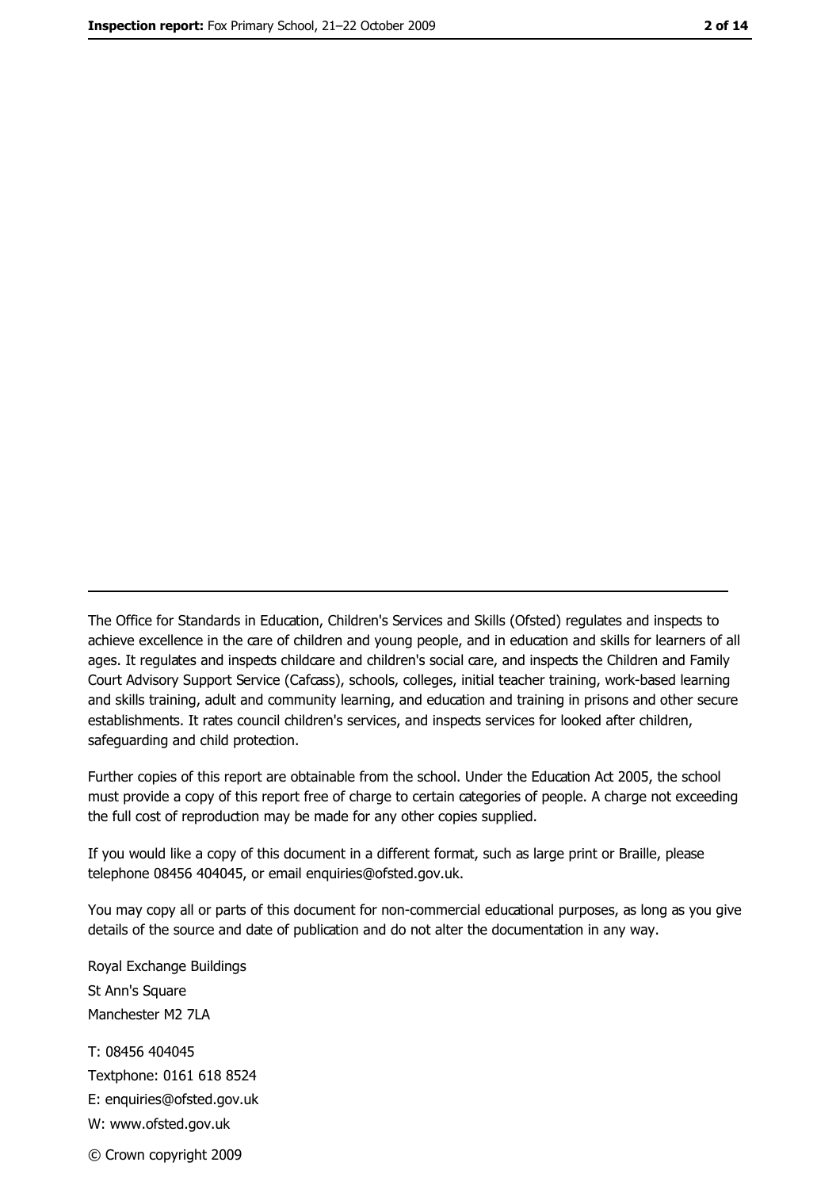---

The Office for Standards in Education, Children's Services and Skills (Ofsted) regulates and inspects to achieve excellence in the care of children and young people, and in education and skills for learners of all ages. It regulates and inspects childcare and children's social care, and inspects the Children and Family Court Advisory Support Service (Cafcass), schools, colleges, initial teacher training, work-based learning and skills training, adult and community learning, and education and training in prisons and other secure establishments. It rates council children's services, and inspects services for looked after children, safeguarding and child protection.

Further copies of this report are obtainable from the school. Under the Education Act 2005, the school must provide a copy of this report free of charge to certain categories of people. A charge not exceeding the full cost of reproduction may be made for any other copies supplied.

If you would like a copy of this document in a different format, such as large print or Braille, please telephone 08456 404045, or email enquiries@ofsted.gov.uk.

You may copy all or parts of this document for non-commercial educational purposes, as long as you give details of the source and date of publication and do not alter the documentation in any way.

Royal Exchange Buildings
St Ann's Square
Manchester M2 7LA

T: 08456 404045
Textphone: 0161 618 8524
E: enquiries@ofsted.gov.uk
W: www.ofsted.gov.uk

© Crown copyright 2009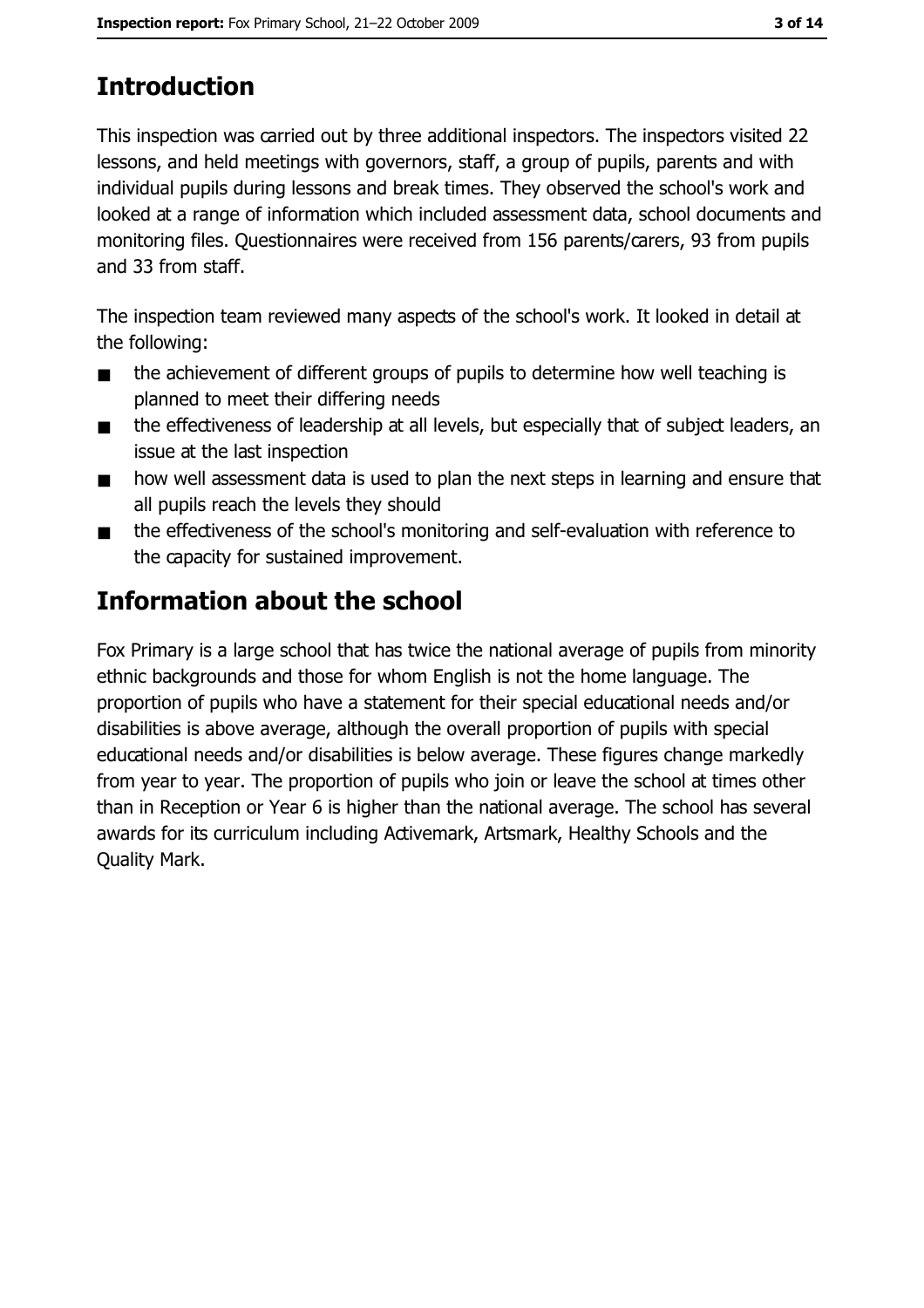# Introduction

This inspection was carried out by three additional inspectors. The inspectors visited 22 lessons, and held meetings with governors, staff, a group of pupils, parents and with individual pupils during lessons and break times. They observed the school's work and looked at a range of information which included assessment data, school documents and monitoring files. Questionnaires were received from 156 parents/carers, 93 from pupils and 33 from staff.

The inspection team reviewed many aspects of the school's work. It looked in detail at the following:

- the achievement of different groups of pupils to determine how well teaching is planned to meet their differing needs
- the effectiveness of leadership at all levels, but especially that of subject leaders, an issue at the last inspection
- how well assessment data is used to plan the next steps in learning and ensure that all pupils reach the levels they should
- the effectiveness of the school's monitoring and self-evaluation with reference to the capacity for sustained improvement.

# Information about the school

Fox Primary is a large school that has twice the national average of pupils from minority ethnic backgrounds and those for whom English is not the home language. The proportion of pupils who have a statement for their special educational needs and/or disabilities is above average, although the overall proportion of pupils with special educational needs and/or disabilities is below average. These figures change markedly from year to year. The proportion of pupils who join or leave the school at times other than in Reception or Year 6 is higher than the national average. The school has several awards for its curriculum including Activemark, Artsmark, Healthy Schools and the Quality Mark.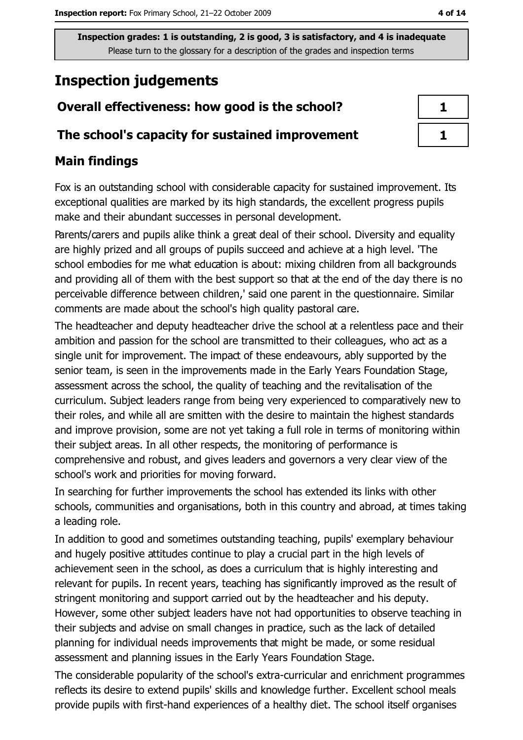Inspection grades: 1 is outstanding, 2 is good, 3 is satisfactory, and 4 is inadequate
Please turn to the glossary for a description of the grades and inspection terms

# Inspection judgements

| | |
|---|---|
| **Overall effectiveness: how good is the school?** | 1 |
| **The school's capacity for sustained improvement** | 1 |

## Main findings

Fox is an outstanding school with considerable capacity for sustained improvement. Its exceptional qualities are marked by its high standards, the excellent progress pupils make and their abundant successes in personal development.

Parents/carers and pupils alike think a great deal of their school. Diversity and equality are highly prized and all groups of pupils succeed and achieve at a high level. 'The school embodies for me what education is about: mixing children from all backgrounds and providing all of them with the best support so that at the end of the day there is no perceivable difference between children,' said one parent in the questionnaire. Similar comments are made about the school's high quality pastoral care.

The headteacher and deputy headteacher drive the school at a relentless pace and their ambition and passion for the school are transmitted to their colleagues, who act as a single unit for improvement. The impact of these endeavours, ably supported by the senior team, is seen in the improvements made in the Early Years Foundation Stage, assessment across the school, the quality of teaching and the revitalisation of the curriculum. Subject leaders range from being very experienced to comparatively new to their roles, and while all are smitten with the desire to maintain the highest standards and improve provision, some are not yet taking a full role in terms of monitoring within their subject areas. In all other respects, the monitoring of performance is comprehensive and robust, and gives leaders and governors a very clear view of the school's work and priorities for moving forward.

In searching for further improvements the school has extended its links with other schools, communities and organisations, both in this country and abroad, at times taking a leading role.

In addition to good and sometimes outstanding teaching, pupils' exemplary behaviour and hugely positive attitudes continue to play a crucial part in the high levels of achievement seen in the school, as does a curriculum that is highly interesting and relevant for pupils. In recent years, teaching has significantly improved as the result of stringent monitoring and support carried out by the headteacher and his deputy. However, some other subject leaders have not had opportunities to observe teaching in their subjects and advise on small changes in practice, such as the lack of detailed planning for individual needs improvements that might be made, or some residual assessment and planning issues in the Early Years Foundation Stage.

The considerable popularity of the school's extra-curricular and enrichment programmes reflects its desire to extend pupils' skills and knowledge further. Excellent school meals provide pupils with first-hand experiences of a healthy diet. The school itself organises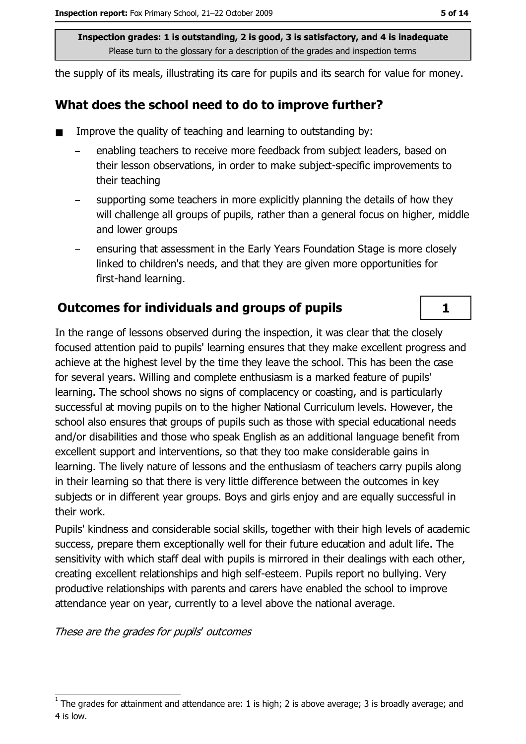the supply of its meals, illustrating its care for pupils and its search for value for money.

## What does the school need to do to improve further?

- Improve the quality of teaching and learning to outstanding by:
  - enabling teachers to receive more feedback from subject leaders, based on their lesson observations, in order to make subject-specific improvements to their teaching
  - supporting some teachers in more explicitly planning the details of how they will challenge all groups of pupils, rather than a general focus on higher, middle and lower groups
  - ensuring that assessment in the Early Years Foundation Stage is more closely linked to children's needs, and that they are given more opportunities for first-hand learning.

## Outcomes for individuals and groups of pupils — 1

In the range of lessons observed during the inspection, it was clear that the closely focused attention paid to pupils' learning ensures that they make excellent progress and achieve at the highest level by the time they leave the school. This has been the case for several years. Willing and complete enthusiasm is a marked feature of pupils' learning. The school shows no signs of complacency or coasting, and is particularly successful at moving pupils on to the higher National Curriculum levels. However, the school also ensures that groups of pupils such as those with special educational needs and/or disabilities and those who speak English as an additional language benefit from excellent support and interventions, so that they too make considerable gains in learning. The lively nature of lessons and the enthusiasm of teachers carry pupils along in their learning so that there is very little difference between the outcomes in key subjects or in different year groups. Boys and girls enjoy and are equally successful in their work.

Pupils' kindness and considerable social skills, together with their high levels of academic success, prepare them exceptionally well for their future education and adult life. The sensitivity with which staff deal with pupils is mirrored in their dealings with each other, creating excellent relationships and high self-esteem. Pupils report no bullying. Very productive relationships with parents and carers have enabled the school to improve attendance year on year, currently to a level above the national average.

*These are the grades for pupils' outcomes*

[1] The grades for attainment and attendance are: 1 is high; 2 is above average; 3 is broadly average; and 4 is low.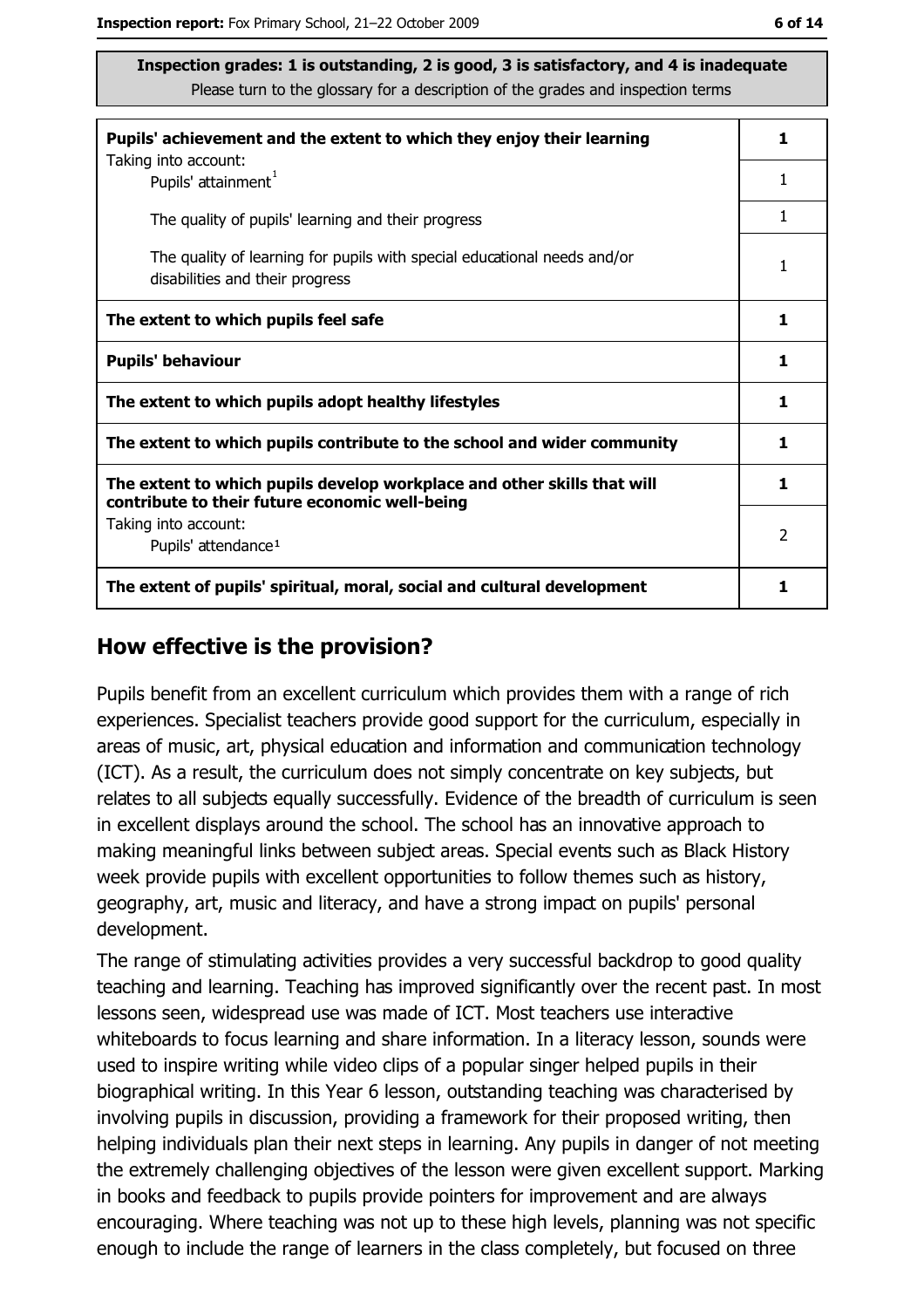**Inspection grades: 1 is outstanding, 2 is good, 3 is satisfactory, and 4 is inadequate**
Please turn to the glossary for a description of the grades and inspection terms

| | |
|---|---|
| **Pupils' achievement and the extent to which they enjoy their learning** | **1** |
| Taking into account: Pupils' attainment[1] | 1 |
| The quality of pupils' learning and their progress | 1 |
| The quality of learning for pupils with special educational needs and/or disabilities and their progress | 1 |
| **The extent to which pupils feel safe** | **1** |
| **Pupils' behaviour** | **1** |
| **The extent to which pupils adopt healthy lifestyles** | **1** |
| **The extent to which pupils contribute to the school and wider community** | **1** |
| **The extent to which pupils develop workplace and other skills that will contribute to their future economic well-being** | **1** |
| Taking into account: Pupils' attendance[1] | 2 |
| **The extent of pupils' spiritual, moral, social and cultural development** | **1** |

## How effective is the provision?

Pupils benefit from an excellent curriculum which provides them with a range of rich experiences. Specialist teachers provide good support for the curriculum, especially in areas of music, art, physical education and information and communication technology (ICT). As a result, the curriculum does not simply concentrate on key subjects, but relates to all subjects equally successfully. Evidence of the breadth of curriculum is seen in excellent displays around the school. The school has an innovative approach to making meaningful links between subject areas. Special events such as Black History week provide pupils with excellent opportunities to follow themes such as history, geography, art, music and literacy, and have a strong impact on pupils' personal development.

The range of stimulating activities provides a very successful backdrop to good quality teaching and learning. Teaching has improved significantly over the recent past. In most lessons seen, widespread use was made of ICT. Most teachers use interactive whiteboards to focus learning and share information. In a literacy lesson, sounds were used to inspire writing while video clips of a popular singer helped pupils in their biographical writing. In this Year 6 lesson, outstanding teaching was characterised by involving pupils in discussion, providing a framework for their proposed writing, then helping individuals plan their next steps in learning. Any pupils in danger of not meeting the extremely challenging objectives of the lesson were given excellent support. Marking in books and feedback to pupils provide pointers for improvement and are always encouraging. Where teaching was not up to these high levels, planning was not specific enough to include the range of learners in the class completely, but focused on three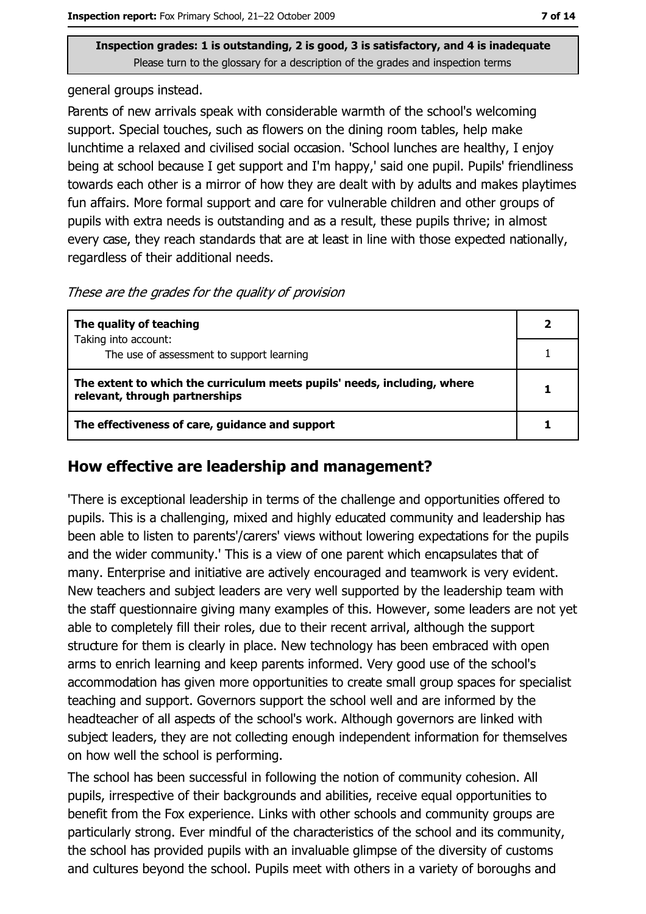general groups instead.

Parents of new arrivals speak with considerable warmth of the school's welcoming support. Special touches, such as flowers on the dining room tables, help make lunchtime a relaxed and civilised social occasion. 'School lunches are healthy, I enjoy being at school because I get support and I'm happy,' said one pupil. Pupils' friendliness towards each other is a mirror of how they are dealt with by adults and makes playtimes fun affairs. More formal support and care for vulnerable children and other groups of pupils with extra needs is outstanding and as a result, these pupils thrive; in almost every case, they reach standards that are at least in line with those expected nationally, regardless of their additional needs.

*These are the grades for the quality of provision*

| | |
|---|---|
| **The quality of teaching** | **2** |
| Taking into account: The use of assessment to support learning | 1 |
| **The extent to which the curriculum meets pupils' needs, including, where relevant, through partnerships** | **1** |
| **The effectiveness of care, guidance and support** | **1** |

## How effective are leadership and management?

'There is exceptional leadership in terms of the challenge and opportunities offered to pupils. This is a challenging, mixed and highly educated community and leadership has been able to listen to parents'/carers' views without lowering expectations for the pupils and the wider community.' This is a view of one parent which encapsulates that of many. Enterprise and initiative are actively encouraged and teamwork is very evident. New teachers and subject leaders are very well supported by the leadership team with the staff questionnaire giving many examples of this. However, some leaders are not yet able to completely fill their roles, due to their recent arrival, although the support structure for them is clearly in place. New technology has been embraced with open arms to enrich learning and keep parents informed. Very good use of the school's accommodation has given more opportunities to create small group spaces for specialist teaching and support. Governors support the school well and are informed by the headteacher of all aspects of the school's work. Although governors are linked with subject leaders, they are not collecting enough independent information for themselves on how well the school is performing.

The school has been successful in following the notion of community cohesion. All pupils, irrespective of their backgrounds and abilities, receive equal opportunities to benefit from the Fox experience. Links with other schools and community groups are particularly strong. Ever mindful of the characteristics of the school and its community, the school has provided pupils with an invaluable glimpse of the diversity of customs and cultures beyond the school. Pupils meet with others in a variety of boroughs and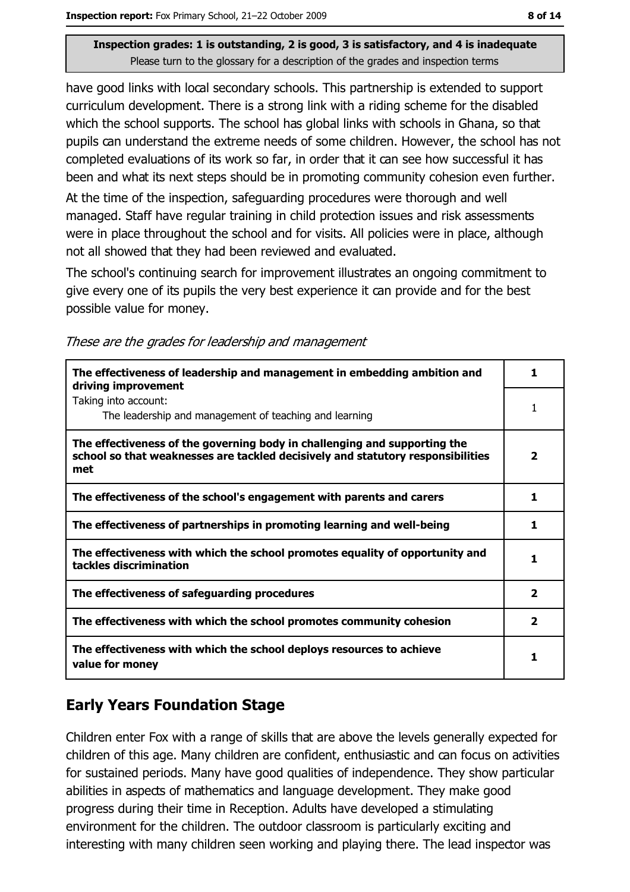Inspection grades: 1 is outstanding, 2 is good, 3 is satisfactory, and 4 is inadequate
Please turn to the glossary for a description of the grades and inspection terms

have good links with local secondary schools. This partnership is extended to support curriculum development. There is a strong link with a riding scheme for the disabled which the school supports. The school has global links with schools in Ghana, so that pupils can understand the extreme needs of some children. However, the school has not completed evaluations of its work so far, in order that it can see how successful it has been and what its next steps should be in promoting community cohesion even further.

At the time of the inspection, safeguarding procedures were thorough and well managed. Staff have regular training in child protection issues and risk assessments were in place throughout the school and for visits. All policies were in place, although not all showed that they had been reviewed and evaluated.

The school's continuing search for improvement illustrates an ongoing commitment to give every one of its pupils the very best experience it can provide and for the best possible value for money.

*These are the grades for leadership and management*

| | |
|---|---|
| **The effectiveness of leadership and management in embedding ambition and driving improvement** | **1** |
| Taking into account: The leadership and management of teaching and learning | 1 |
| **The effectiveness of the governing body in challenging and supporting the school so that weaknesses are tackled decisively and statutory responsibilities met** | **2** |
| **The effectiveness of the school's engagement with parents and carers** | **1** |
| **The effectiveness of partnerships in promoting learning and well-being** | **1** |
| **The effectiveness with which the school promotes equality of opportunity and tackles discrimination** | **1** |
| **The effectiveness of safeguarding procedures** | **2** |
| **The effectiveness with which the school promotes community cohesion** | **2** |
| **The effectiveness with which the school deploys resources to achieve value for money** | **1** |

## Early Years Foundation Stage

Children enter Fox with a range of skills that are above the levels generally expected for children of this age. Many children are confident, enthusiastic and can focus on activities for sustained periods. Many have good qualities of independence. They show particular abilities in aspects of mathematics and language development. They make good progress during their time in Reception. Adults have developed a stimulating environment for the children. The outdoor classroom is particularly exciting and interesting with many children seen working and playing there. The lead inspector was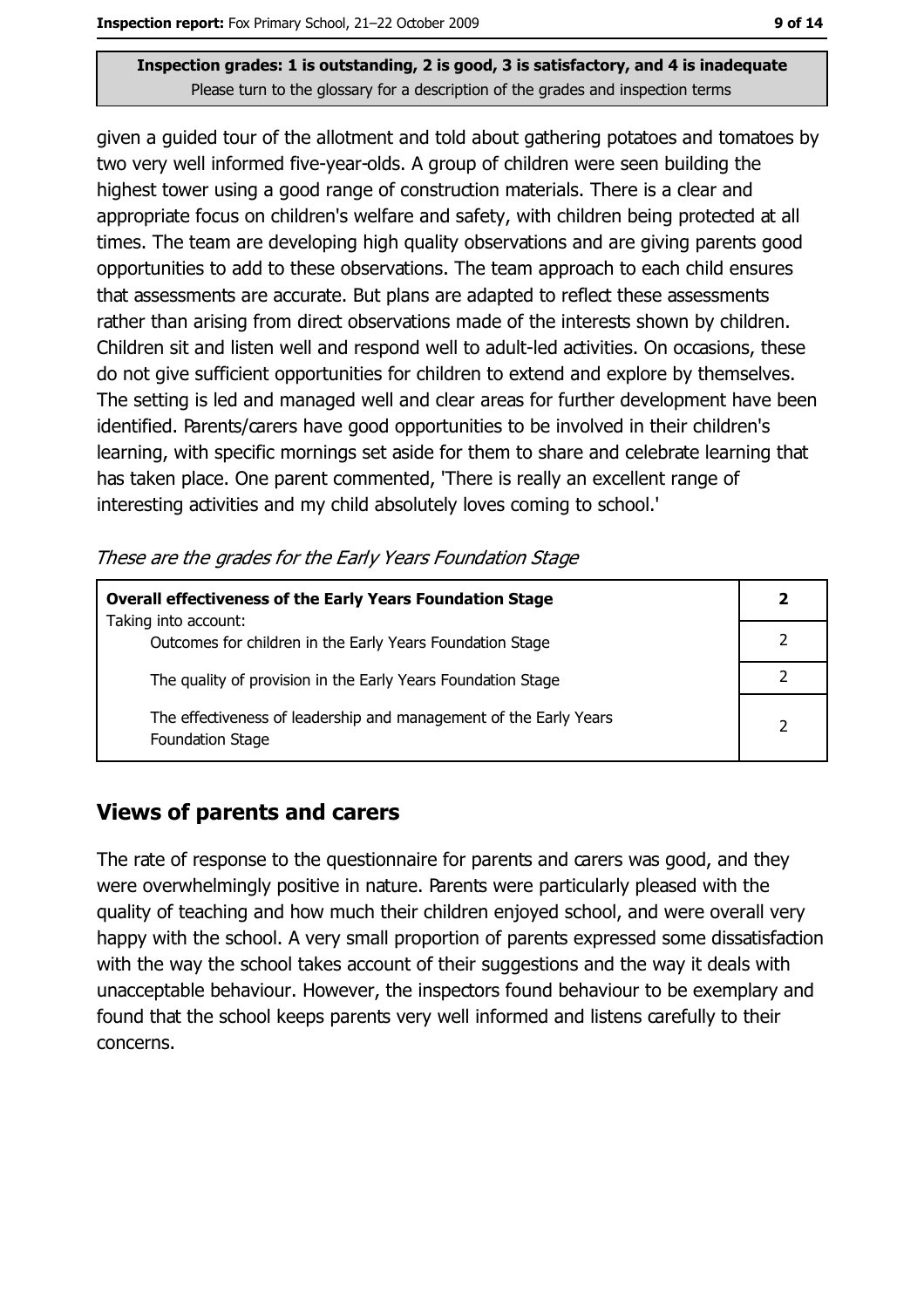**Inspection grades: 1 is outstanding, 2 is good, 3 is satisfactory, and 4 is inadequate**
Please turn to the glossary for a description of the grades and inspection terms

given a guided tour of the allotment and told about gathering potatoes and tomatoes by two very well informed five-year-olds. A group of children were seen building the highest tower using a good range of construction materials. There is a clear and appropriate focus on children's welfare and safety, with children being protected at all times. The team are developing high quality observations and are giving parents good opportunities to add to these observations. The team approach to each child ensures that assessments are accurate. But plans are adapted to reflect these assessments rather than arising from direct observations made of the interests shown by children. Children sit and listen well and respond well to adult-led activities. On occasions, these do not give sufficient opportunities for children to extend and explore by themselves. The setting is led and managed well and clear areas for further development have been identified. Parents/carers have good opportunities to be involved in their children's learning, with specific mornings set aside for them to share and celebrate learning that has taken place. One parent commented, 'There is really an excellent range of interesting activities and my child absolutely loves coming to school.'

*These are the grades for the Early Years Foundation Stage*

| **Overall effectiveness of the Early Years Foundation Stage** | **2** |
|---|---|
| Taking into account: Outcomes for children in the Early Years Foundation Stage | 2 |
| The quality of provision in the Early Years Foundation Stage | 2 |
| The effectiveness of leadership and management of the Early Years Foundation Stage | 2 |

## Views of parents and carers

The rate of response to the questionnaire for parents and carers was good, and they were overwhelmingly positive in nature. Parents were particularly pleased with the quality of teaching and how much their children enjoyed school, and were overall very happy with the school. A very small proportion of parents expressed some dissatisfaction with the way the school takes account of their suggestions and the way it deals with unacceptable behaviour. However, the inspectors found behaviour to be exemplary and found that the school keeps parents very well informed and listens carefully to their concerns.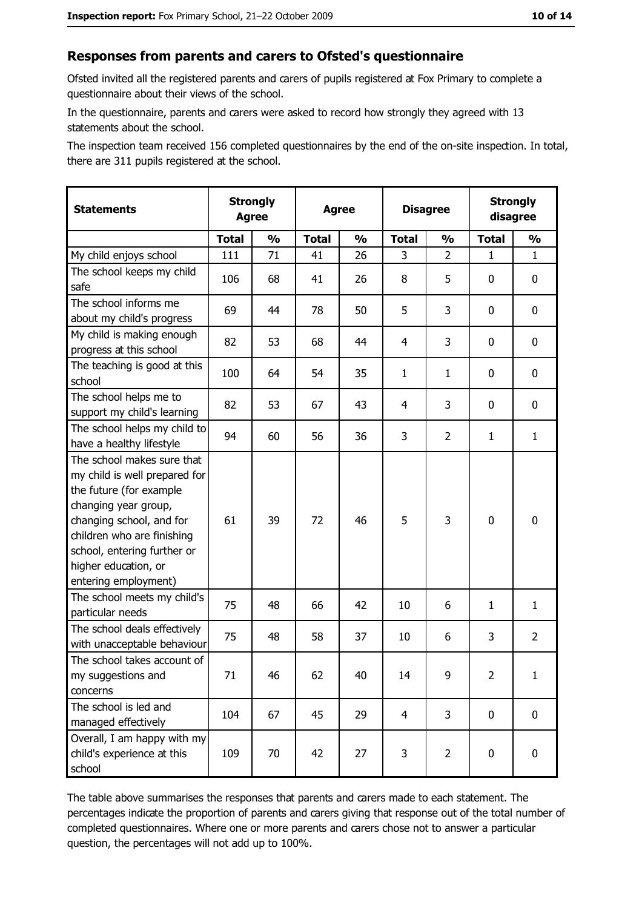## Responses from parents and carers to Ofsted's questionnaire

Ofsted invited all the registered parents and carers of pupils registered at Fox Primary to complete a questionnaire about their views of the school.

In the questionnaire, parents and carers were asked to record how strongly they agreed with 13 statements about the school.

The inspection team received 156 completed questionnaires by the end of the on-site inspection. In total, there are 311 pupils registered at the school.

| Statements | Strongly Agree | | Agree | | Disagree | | Strongly disagree | |
|---|---|---|---|---|---|---|---|---|
| | Total | % | Total | % | Total | % | Total | % |
| My child enjoys school | 111 | 71 | 41 | 26 | 3 | 2 | 1 | 1 |
| The school keeps my child safe | 106 | 68 | 41 | 26 | 8 | 5 | 0 | 0 |
| The school informs me about my child's progress | 69 | 44 | 78 | 50 | 5 | 3 | 0 | 0 |
| My child is making enough progress at this school | 82 | 53 | 68 | 44 | 4 | 3 | 0 | 0 |
| The teaching is good at this school | 100 | 64 | 54 | 35 | 1 | 1 | 0 | 0 |
| The school helps me to support my child's learning | 82 | 53 | 67 | 43 | 4 | 3 | 0 | 0 |
| The school helps my child to have a healthy lifestyle | 94 | 60 | 56 | 36 | 3 | 2 | 1 | 1 |
| The school makes sure that my child is well prepared for the future (for example changing year group, changing school, and for children who are finishing school, entering further or higher education, or entering employment) | 61 | 39 | 72 | 46 | 5 | 3 | 0 | 0 |
| The school meets my child's particular needs | 75 | 48 | 66 | 42 | 10 | 6 | 1 | 1 |
| The school deals effectively with unacceptable behaviour | 75 | 48 | 58 | 37 | 10 | 6 | 3 | 2 |
| The school takes account of my suggestions and concerns | 71 | 46 | 62 | 40 | 14 | 9 | 2 | 1 |
| The school is led and managed effectively | 104 | 67 | 45 | 29 | 4 | 3 | 0 | 0 |
| Overall, I am happy with my child's experience at this school | 109 | 70 | 42 | 27 | 3 | 2 | 0 | 0 |

The table above summarises the responses that parents and carers made to each statement. The percentages indicate the proportion of parents and carers giving that response out of the total number of completed questionnaires. Where one or more parents and carers chose not to answer a particular question, the percentages will not add up to 100%.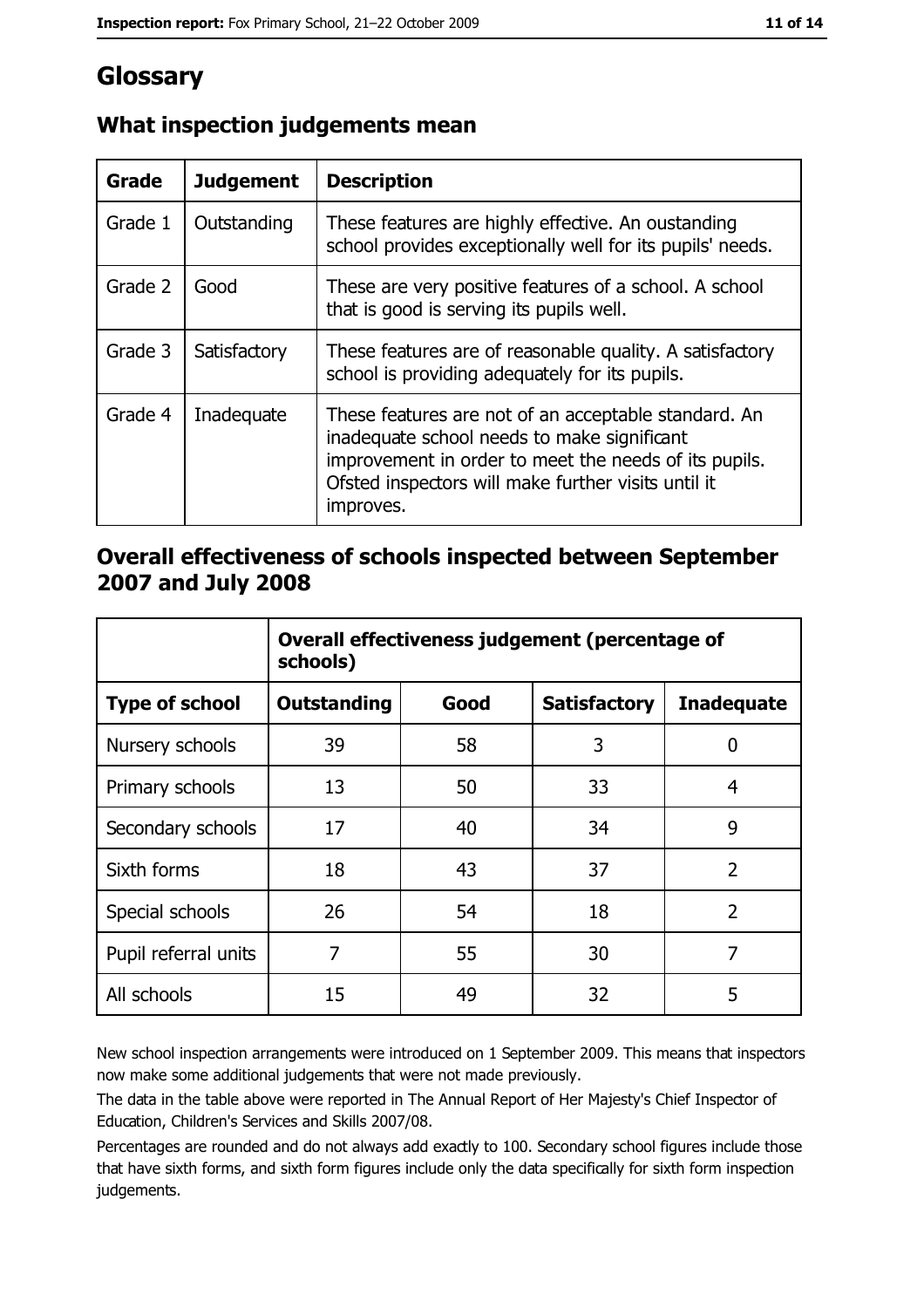# Glossary

## What inspection judgements mean

| Grade | Judgement | Description |
| --- | --- | --- |
| Grade 1 | Outstanding | These features are highly effective. An oustanding school provides exceptionally well for its pupils' needs. |
| Grade 2 | Good | These are very positive features of a school. A school that is good is serving its pupils well. |
| Grade 3 | Satisfactory | These features are of reasonable quality. A satisfactory school is providing adequately for its pupils. |
| Grade 4 | Inadequate | These features are not of an acceptable standard. An inadequate school needs to make significant improvement in order to meet the needs of its pupils. Ofsted inspectors will make further visits until it improves. |

## Overall effectiveness of schools inspected between September 2007 and July 2008

| | Overall effectiveness judgement (percentage of schools) | | | |
| --- | --- | --- | --- | --- |
| **Type of school** | **Outstanding** | **Good** | **Satisfactory** | **Inadequate** |
| Nursery schools | 39 | 58 | 3 | 0 |
| Primary schools | 13 | 50 | 33 | 4 |
| Secondary schools | 17 | 40 | 34 | 9 |
| Sixth forms | 18 | 43 | 37 | 2 |
| Special schools | 26 | 54 | 18 | 2 |
| Pupil referral units | 7 | 55 | 30 | 7 |
| All schools | 15 | 49 | 32 | 5 |

New school inspection arrangements were introduced on 1 September 2009. This means that inspectors now make some additional judgements that were not made previously.

The data in the table above were reported in The Annual Report of Her Majesty's Chief Inspector of Education, Children's Services and Skills 2007/08.

Percentages are rounded and do not always add exactly to 100. Secondary school figures include those that have sixth forms, and sixth form figures include only the data specifically for sixth form inspection judgements.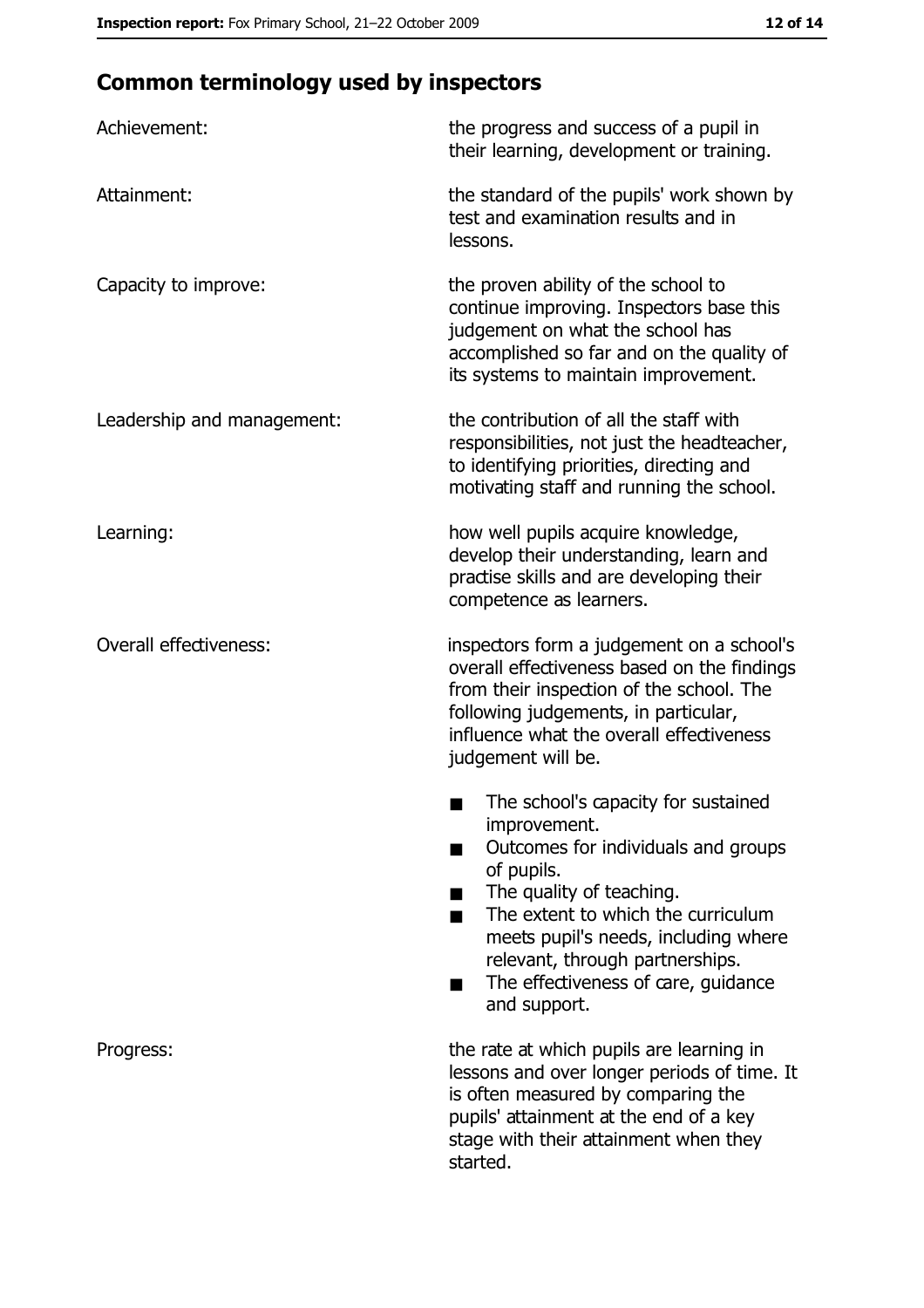## Common terminology used by inspectors

**Achievement:** the progress and success of a pupil in their learning, development or training.

**Attainment:** the standard of the pupils' work shown by test and examination results and in lessons.

**Capacity to improve:** the proven ability of the school to continue improving. Inspectors base this judgement on what the school has accomplished so far and on the quality of its systems to maintain improvement.

**Leadership and management:** the contribution of all the staff with responsibilities, not just the headteacher, to identifying priorities, directing and motivating staff and running the school.

**Learning:** how well pupils acquire knowledge, develop their understanding, learn and practise skills and are developing their competence as learners.

**Overall effectiveness:** inspectors form a judgement on a school's overall effectiveness based on the findings from their inspection of the school. The following judgements, in particular, influence what the overall effectiveness judgement will be.

- The school's capacity for sustained improvement.
- Outcomes for individuals and groups of pupils.
- The quality of teaching.
- The extent to which the curriculum meets pupil's needs, including where relevant, through partnerships.
- The effectiveness of care, guidance and support.

**Progress:** the rate at which pupils are learning in lessons and over longer periods of time. It is often measured by comparing the pupils' attainment at the end of a key stage with their attainment when they started.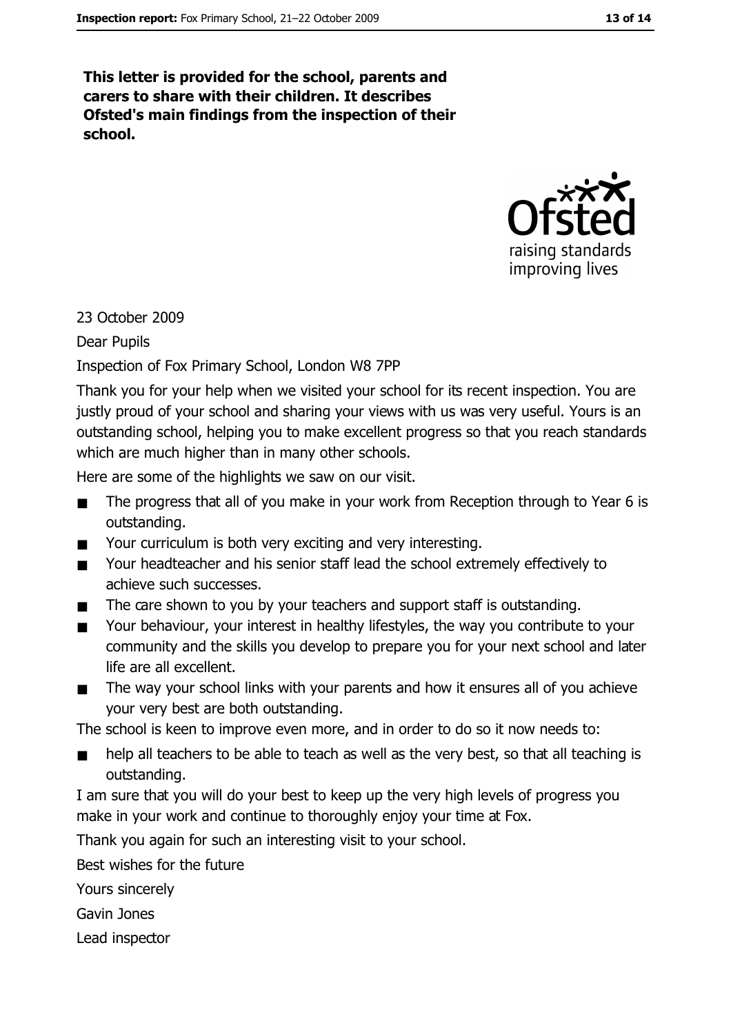**This letter is provided for the school, parents and carers to share with their children. It describes Ofsted's main findings from the inspection of their school.**

23 October 2009

Dear Pupils

Inspection of Fox Primary School, London W8 7PP

Thank you for your help when we visited your school for its recent inspection. You are justly proud of your school and sharing your views with us was very useful. Yours is an outstanding school, helping you to make excellent progress so that you reach standards which are much higher than in many other schools.

Here are some of the highlights we saw on our visit.

- The progress that all of you make in your work from Reception through to Year 6 is outstanding.
- Your curriculum is both very exciting and very interesting.
- Your headteacher and his senior staff lead the school extremely effectively to achieve such successes.
- The care shown to you by your teachers and support staff is outstanding.
- Your behaviour, your interest in healthy lifestyles, the way you contribute to your community and the skills you develop to prepare you for your next school and later life are all excellent.
- The way your school links with your parents and how it ensures all of you achieve your very best are both outstanding.

The school is keen to improve even more, and in order to do so it now needs to:

- help all teachers to be able to teach as well as the very best, so that all teaching is outstanding.

I am sure that you will do your best to keep up the very high levels of progress you make in your work and continue to thoroughly enjoy your time at Fox.

Thank you again for such an interesting visit to your school.

Best wishes for the future

Yours sincerely

Gavin Jones

Lead inspector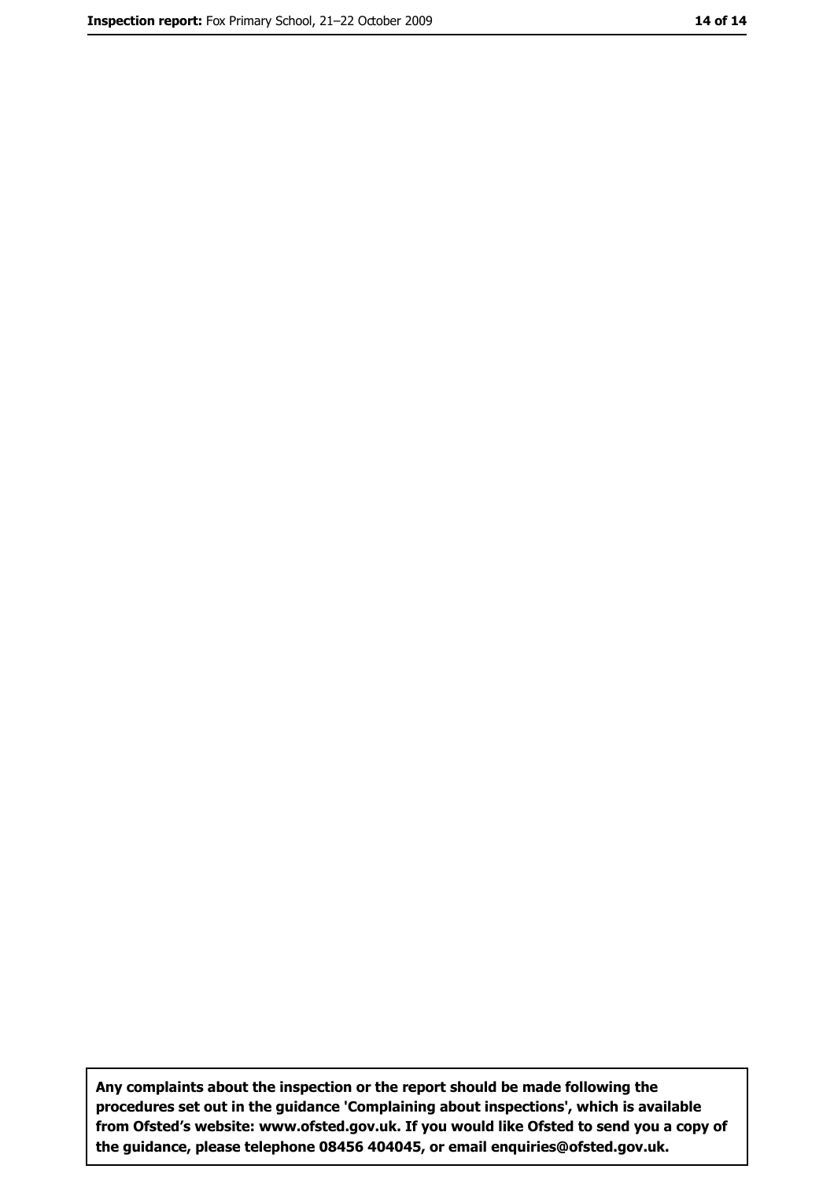**Any complaints about the inspection or the report should be made following the procedures set out in the guidance 'Complaining about inspections', which is available from Ofsted's website: www.ofsted.gov.uk. If you would like Ofsted to send you a copy of the guidance, please telephone 08456 404045, or email enquiries@ofsted.gov.uk.**